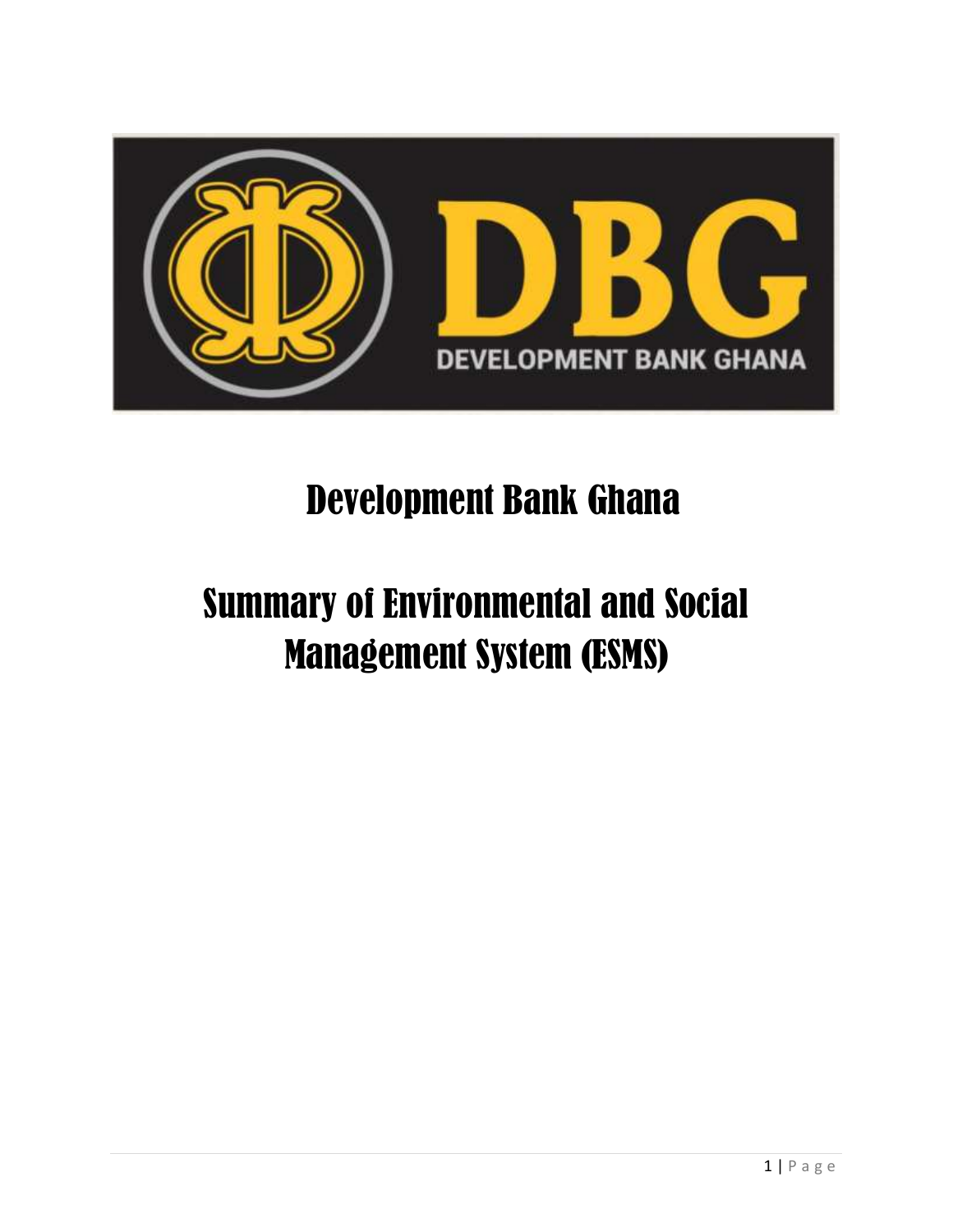# Development Bank Ghana

# Summary of Environmental and Social Management System (ESMS)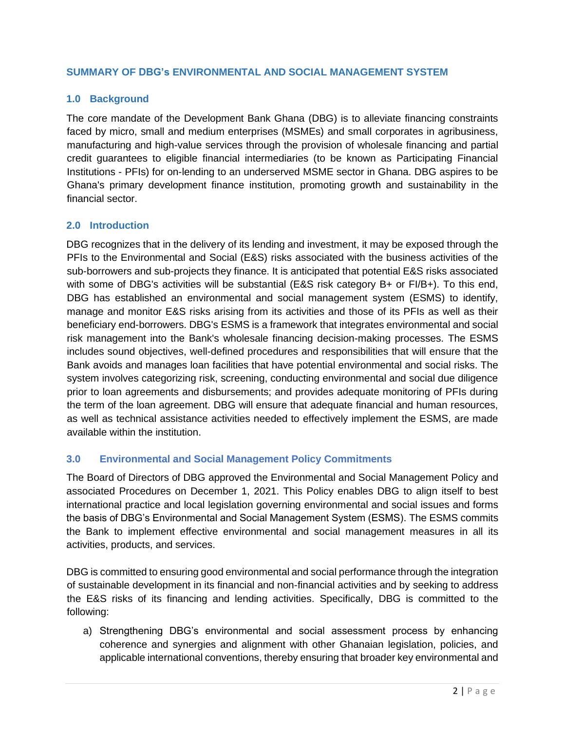# SUMMARY OF DBG's ENVIRONMENTAL AND SOCIAL MANAGEMENT SYSTEM

## 1.0 Background

The core mandate of the Development Bank Ghana (DBG) is to alleviate financing constraints faced by micro, small and medium enterprises (MSMEs) and small corporates in agribusiness, manufacturing and high-value services through the provision of wholesale financing and partial credit guarantees to eligible financial intermediaries (to be known as Participating Financial Institutions - PFIs) for on-lending to an underserved MSME sector in Ghana. DBG aspires to be Ghana's primary development finance institution, promoting growth and sustainability in the financial sector.

## 2.0 Introduction

DBG recognizes that in the delivery of its lending and investment, it may be exposed through the PFIs to the Environmental and Social (E&S) risks associated with the business activities of the sub-borrowers and sub-projects they finance. It is anticipated that potential E&S risks associated with some of DBG's activities will be substantial (E&S risk category B+ or FI/B+). To this end, DBG has established an environmental and social management system (ESMS) to identify, manage and monitor E&S risks arising from its activities and those of its PFIs as well as their beneficiary end-borrowers. DBG's ESMS is a framework that integrates environmental and social risk management into the Bank's wholesale financing decision-making processes. The ESMS includes sound objectives, well-defined procedures and responsibilities that will ensure that the Bank avoids and manages loan facilities that have potential environmental and social risks. The system involves categorizing risk, screening, conducting environmental and social due diligence prior to loan agreements and disbursements; and provides adequate monitoring of PFIs during the term of the loan agreement. DBG will ensure that adequate financial and human resources, as well as technical assistance activities needed to effectively implement the ESMS, are made available within the institution.

## 3.0 Environmental and Social Management Policy Commitments

The Board of Directors of DBG approved the Environmental and Social Management Policy and associated Procedures on December 1, 2021. This Policy enables DBG to align itself to best international practice and local legislation governing environmental and social issues and forms the basis of DBG's Environmental and Social Management System (ESMS). The ESMS commits the Bank to implement effective environmental and social management measures in all its activities, products, and services.

DBG is committed to ensuring good environmental and social performance through the integration of sustainable development in its financial and non-financial activities and by seeking to address the E&S risks of its financing and lending activities. Specifically, DBG is committed to the following:

a) Strengthening DBG's environmental and social assessment process by enhancing coherence and synergies and alignment with other Ghanaian legislation, policies, and applicable international conventions, thereby ensuring that broader key environmental and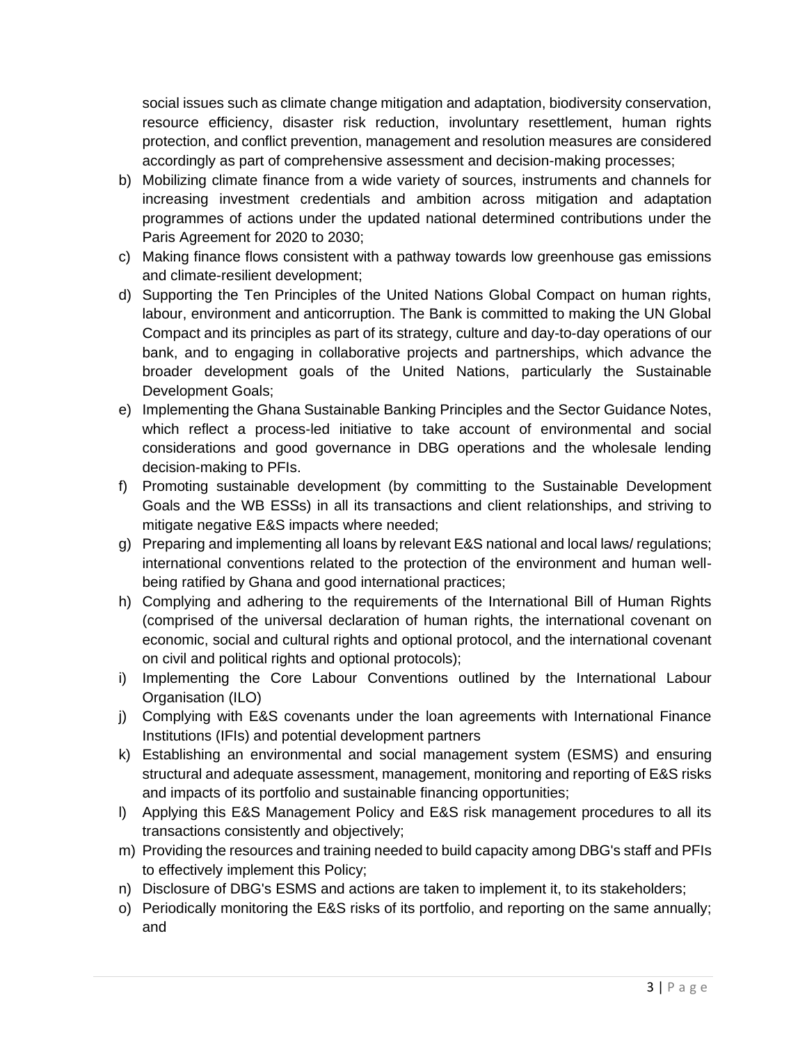social issues such as climate change mitigation and adaptation, biodiversity conservation, resource efficiency, disaster risk reduction, involuntary resettlement, human rights protection, and conflict prevention, management and resolution measures are considered accordingly as part of comprehensive assessment and decision-making processes;

b) Mobilizing climate finance from a wide variety of sources, instruments and channels for increasing investment credentials and ambition across mitigation and adaptation programmes of actions under the updated national determined contributions under the Paris Agreement for 2020 to 2030;
c) Making finance flows consistent with a pathway towards low greenhouse gas emissions and climate-resilient development;
d) Supporting the Ten Principles of the United Nations Global Compact on human rights, labour, environment and anticorruption. The Bank is committed to making the UN Global Compact and its principles as part of its strategy, culture and day-to-day operations of our bank, and to engaging in collaborative projects and partnerships, which advance the broader development goals of the United Nations, particularly the Sustainable Development Goals;
e) Implementing the Ghana Sustainable Banking Principles and the Sector Guidance Notes, which reflect a process-led initiative to take account of environmental and social considerations and good governance in DBG operations and the wholesale lending decision-making to PFIs.
f) Promoting sustainable development (by committing to the Sustainable Development Goals and the WB ESSs) in all its transactions and client relationships, and striving to mitigate negative E&S impacts where needed;
g) Preparing and implementing all loans by relevant E&S national and local laws/ regulations; international conventions related to the protection of the environment and human well-being ratified by Ghana and good international practices;
h) Complying and adhering to the requirements of the International Bill of Human Rights (comprised of the universal declaration of human rights, the international covenant on economic, social and cultural rights and optional protocol, and the international covenant on civil and political rights and optional protocols);
i) Implementing the Core Labour Conventions outlined by the International Labour Organisation (ILO)
j) Complying with E&S covenants under the loan agreements with International Finance Institutions (IFIs) and potential development partners
k) Establishing an environmental and social management system (ESMS) and ensuring structural and adequate assessment, management, monitoring and reporting of E&S risks and impacts of its portfolio and sustainable financing opportunities;
l) Applying this E&S Management Policy and E&S risk management procedures to all its transactions consistently and objectively;
m) Providing the resources and training needed to build capacity among DBG's staff and PFIs to effectively implement this Policy;
n) Disclosure of DBG's ESMS and actions are taken to implement it, to its stakeholders;
o) Periodically monitoring the E&S risks of its portfolio, and reporting on the same annually; and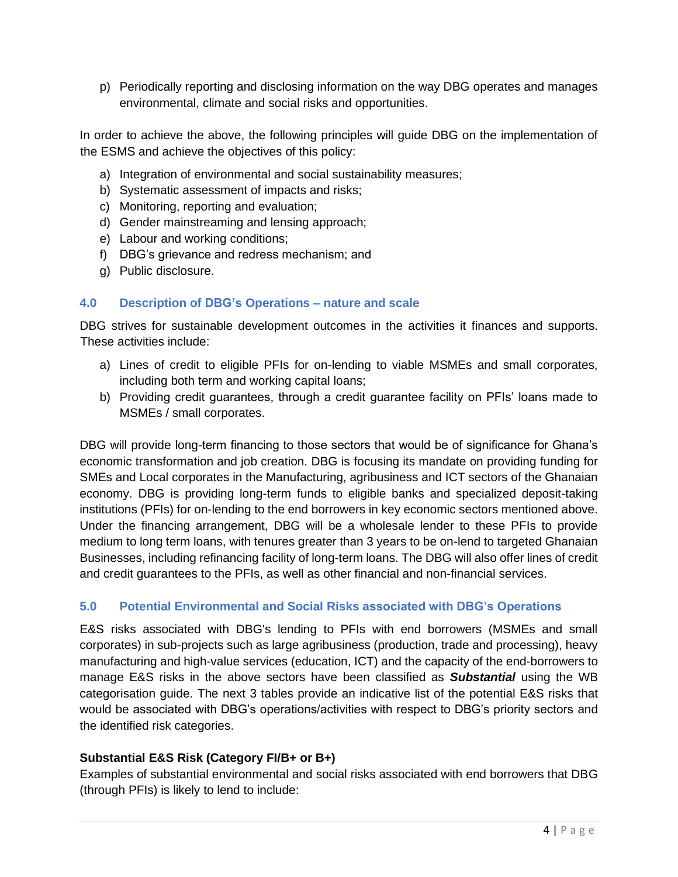p) Periodically reporting and disclosing information on the way DBG operates and manages environmental, climate and social risks and opportunities.

In order to achieve the above, the following principles will guide DBG on the implementation of the ESMS and achieve the objectives of this policy:

a) Integration of environmental and social sustainability measures;
b) Systematic assessment of impacts and risks;
c) Monitoring, reporting and evaluation;
d) Gender mainstreaming and lensing approach;
e) Labour and working conditions;
f) DBG's grievance and redress mechanism; and
g) Public disclosure.

## 4.0 Description of DBG's Operations – nature and scale

DBG strives for sustainable development outcomes in the activities it finances and supports. These activities include:

a) Lines of credit to eligible PFIs for on-lending to viable MSMEs and small corporates, including both term and working capital loans;
b) Providing credit guarantees, through a credit guarantee facility on PFIs' loans made to MSMEs / small corporates.

DBG will provide long-term financing to those sectors that would be of significance for Ghana's economic transformation and job creation. DBG is focusing its mandate on providing funding for SMEs and Local corporates in the Manufacturing, agribusiness and ICT sectors of the Ghanaian economy. DBG is providing long-term funds to eligible banks and specialized deposit-taking institutions (PFIs) for on-lending to the end borrowers in key economic sectors mentioned above. Under the financing arrangement, DBG will be a wholesale lender to these PFIs to provide medium to long term loans, with tenures greater than 3 years to be on-lend to targeted Ghanaian Businesses, including refinancing facility of long-term loans. The DBG will also offer lines of credit and credit guarantees to the PFIs, as well as other financial and non-financial services.

## 5.0 Potential Environmental and Social Risks associated with DBG's Operations

E&S risks associated with DBG's lending to PFIs with end borrowers (MSMEs and small corporates) in sub-projects such as large agribusiness (production, trade and processing), heavy manufacturing and high-value services (education, ICT) and the capacity of the end-borrowers to manage E&S risks in the above sectors have been classified as ***Substantial*** using the WB categorisation guide. The next 3 tables provide an indicative list of the potential E&S risks that would be associated with DBG's operations/activities with respect to DBG's priority sectors and the identified risk categories.

**Substantial E&S Risk (Category FI/B+ or B+)**

Examples of substantial environmental and social risks associated with end borrowers that DBG (through PFIs) is likely to lend to include: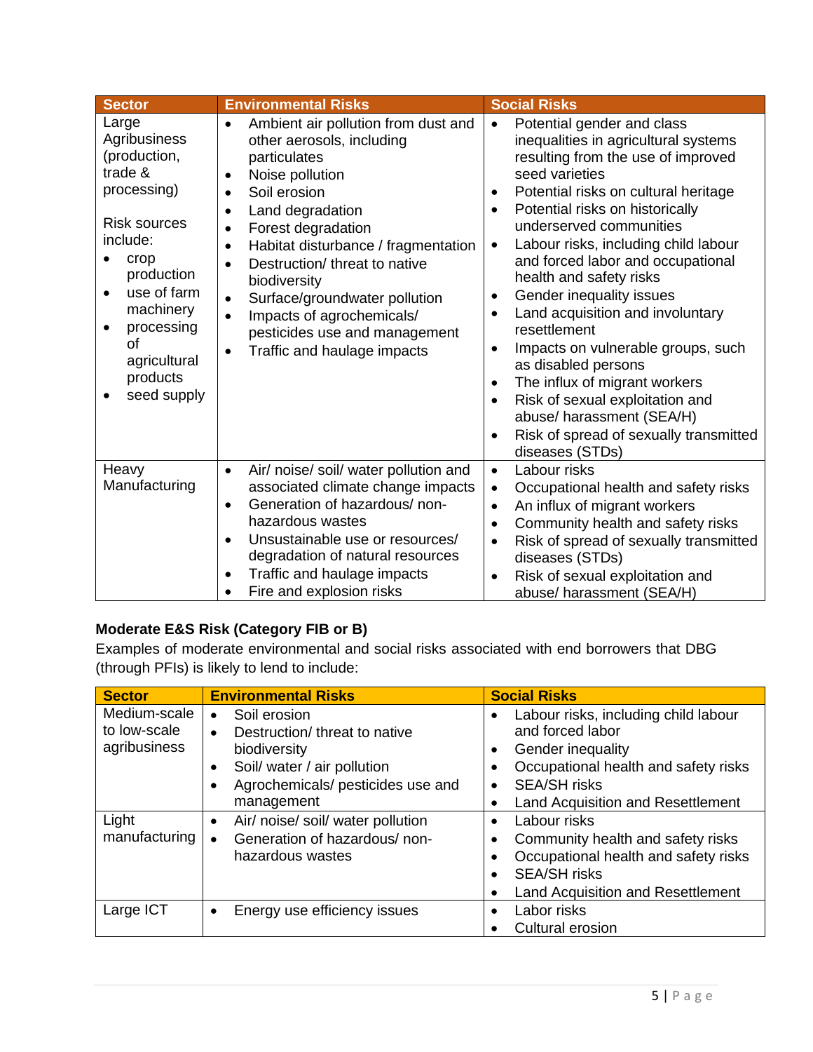| Sector | Environmental Risks | Social Risks |
|---|---|---|
| Large Agribusiness (production, trade & processing)<br><br>Risk sources include:<br>• crop production<br>• use of farm machinery<br>• processing of agricultural products<br>• seed supply | • Ambient air pollution from dust and other aerosols, including particulates<br>• Noise pollution<br>• Soil erosion<br>• Land degradation<br>• Forest degradation<br>• Habitat disturbance / fragmentation<br>• Destruction/ threat to native biodiversity<br>• Surface/groundwater pollution<br>• Impacts of agrochemicals/ pesticides use and management<br>• Traffic and haulage impacts | • Potential gender and class inequalities in agricultural systems resulting from the use of improved seed varieties<br>• Potential risks on cultural heritage<br>• Potential risks on historically underserved communities<br>• Labour risks, including child labour and forced labor and occupational health and safety risks<br>• Gender inequality issues<br>• Land acquisition and involuntary resettlement<br>• Impacts on vulnerable groups, such as disabled persons<br>• The influx of migrant workers<br>• Risk of sexual exploitation and abuse/ harassment (SEA/H)<br>• Risk of spread of sexually transmitted diseases (STDs) |
| Heavy Manufacturing | • Air/ noise/ soil/ water pollution and associated climate change impacts<br>• Generation of hazardous/ non-hazardous wastes<br>• Unsustainable use or resources/ degradation of natural resources<br>• Traffic and haulage impacts<br>• Fire and explosion risks | • Labour risks<br>• Occupational health and safety risks<br>• An influx of migrant workers<br>• Community health and safety risks<br>• Risk of spread of sexually transmitted diseases (STDs)<br>• Risk of sexual exploitation and abuse/ harassment (SEA/H) |

**Moderate E&S Risk (Category FIB or B)**

Examples of moderate environmental and social risks associated with end borrowers that DBG (through PFIs) is likely to lend to include:

| Sector | Environmental Risks | Social Risks |
|---|---|---|
| Medium-scale to low-scale agribusiness | • Soil erosion<br>• Destruction/ threat to native biodiversity<br>• Soil/ water / air pollution<br>• Agrochemicals/ pesticides use and management | • Labour risks, including child labour and forced labor<br>• Gender inequality<br>• Occupational health and safety risks<br>• SEA/SH risks<br>• Land Acquisition and Resettlement |
| Light manufacturing | • Air/ noise/ soil/ water pollution<br>• Generation of hazardous/ non-hazardous wastes | • Labour risks<br>• Community health and safety risks<br>• Occupational health and safety risks<br>• SEA/SH risks<br>• Land Acquisition and Resettlement |
| Large ICT | • Energy use efficiency issues | • Labor risks<br>• Cultural erosion |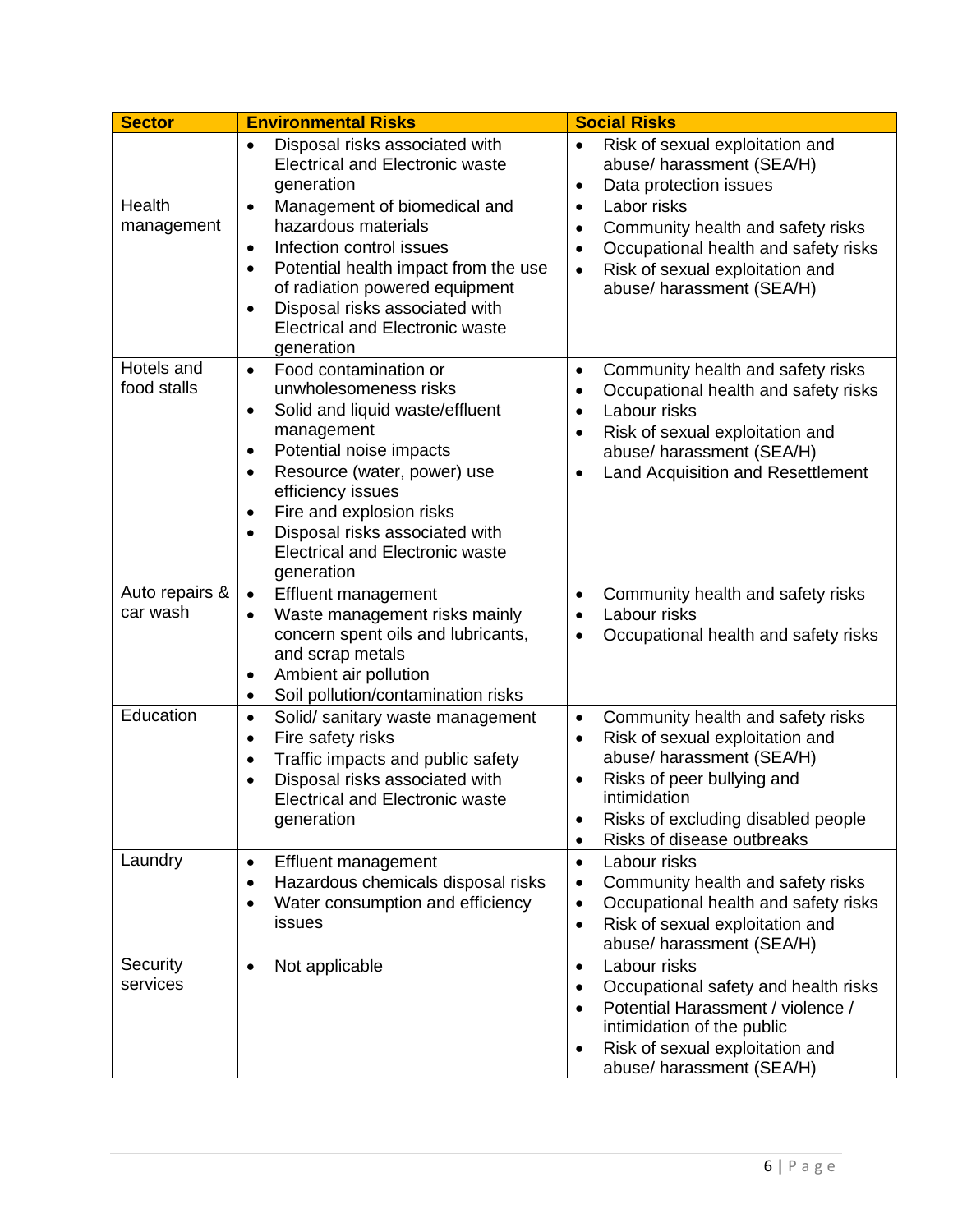| Sector | Environmental Risks | Social Risks |
| --- | --- | --- |
| | • Disposal risks associated with Electrical and Electronic waste generation | • Risk of sexual exploitation and abuse/ harassment (SEA/H)<br>• Data protection issues |
| Health management | • Management of biomedical and hazardous materials<br>• Infection control issues<br>• Potential health impact from the use of radiation powered equipment<br>• Disposal risks associated with Electrical and Electronic waste generation | • Labor risks<br>• Community health and safety risks<br>• Occupational health and safety risks<br>• Risk of sexual exploitation and abuse/ harassment (SEA/H) |
| Hotels and food stalls | • Food contamination or unwholesomeness risks<br>• Solid and liquid waste/effluent management<br>• Potential noise impacts<br>• Resource (water, power) use efficiency issues<br>• Fire and explosion risks<br>• Disposal risks associated with Electrical and Electronic waste generation | • Community health and safety risks<br>• Occupational health and safety risks<br>• Labour risks<br>• Risk of sexual exploitation and abuse/ harassment (SEA/H)<br>• Land Acquisition and Resettlement |
| Auto repairs & car wash | • Effluent management<br>• Waste management risks mainly concern spent oils and lubricants, and scrap metals<br>• Ambient air pollution<br>• Soil pollution/contamination risks | • Community health and safety risks<br>• Labour risks<br>• Occupational health and safety risks |
| Education | • Solid/ sanitary waste management<br>• Fire safety risks<br>• Traffic impacts and public safety<br>• Disposal risks associated with Electrical and Electronic waste generation | • Community health and safety risks<br>• Risk of sexual exploitation and abuse/ harassment (SEA/H)<br>• Risks of peer bullying and intimidation<br>• Risks of excluding disabled people<br>• Risks of disease outbreaks |
| Laundry | • Effluent management<br>• Hazardous chemicals disposal risks<br>• Water consumption and efficiency issues | • Labour risks<br>• Community health and safety risks<br>• Occupational health and safety risks<br>• Risk of sexual exploitation and abuse/ harassment (SEA/H) |
| Security services | • Not applicable | • Labour risks<br>• Occupational safety and health risks<br>• Potential Harassment / violence / intimidation of the public<br>• Risk of sexual exploitation and abuse/ harassment (SEA/H) |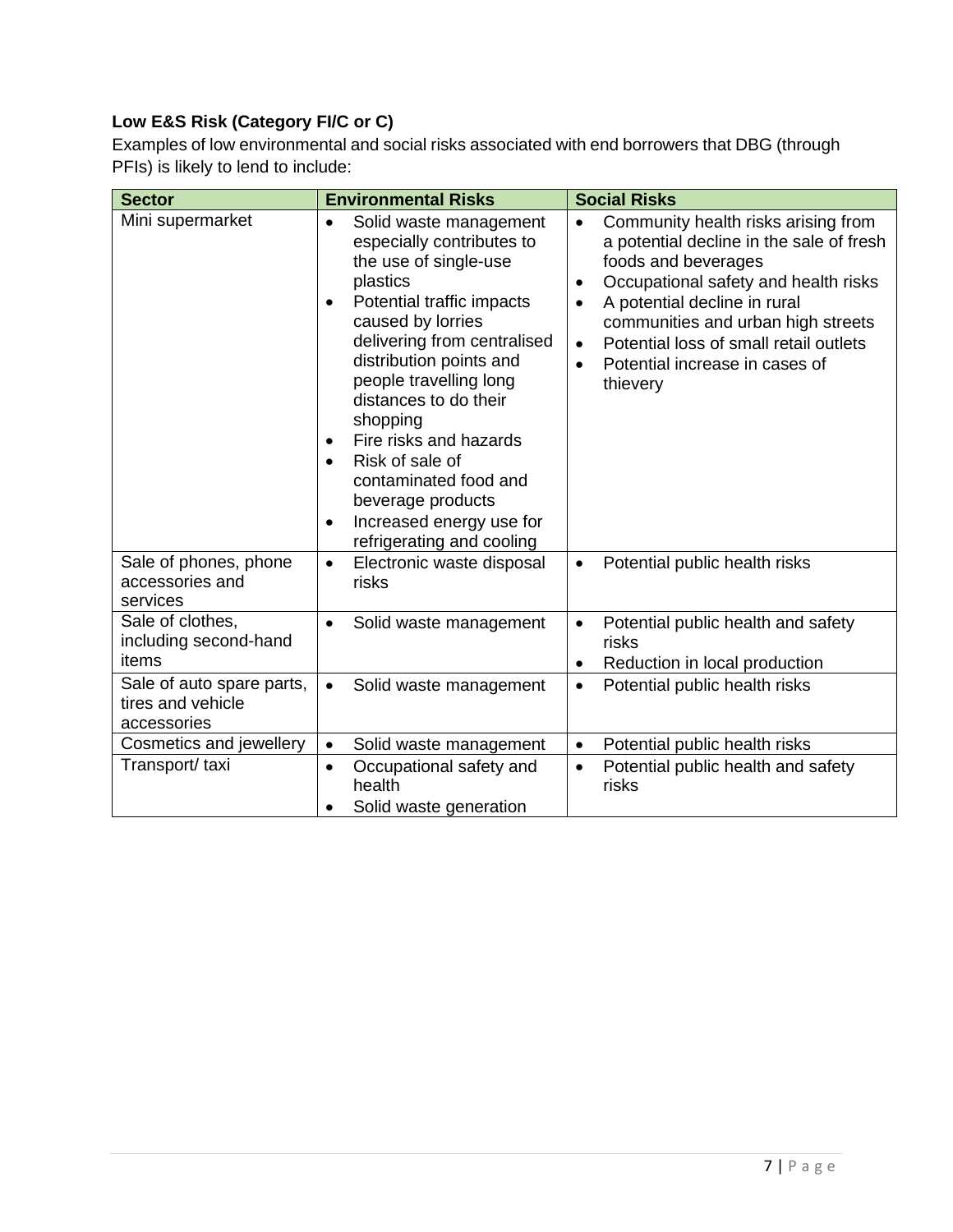**Low E&S Risk (Category FI/C or C)**

Examples of low environmental and social risks associated with end borrowers that DBG (through PFIs) is likely to lend to include:

| Sector | Environmental Risks | Social Risks |
|---|---|---|
| Mini supermarket | • Solid waste management especially contributes to the use of single-use plastics<br>• Potential traffic impacts caused by lorries delivering from centralised distribution points and people travelling long distances to do their shopping<br>• Fire risks and hazards<br>• Risk of sale of contaminated food and beverage products<br>• Increased energy use for refrigerating and cooling | • Community health risks arising from a potential decline in the sale of fresh foods and beverages<br>• Occupational safety and health risks<br>• A potential decline in rural communities and urban high streets<br>• Potential loss of small retail outlets<br>• Potential increase in cases of thievery |
| Sale of phones, phone accessories and services | • Electronic waste disposal risks | • Potential public health risks |
| Sale of clothes, including second-hand items | • Solid waste management | • Potential public health and safety risks<br>• Reduction in local production |
| Sale of auto spare parts, tires and vehicle accessories | • Solid waste management | • Potential public health risks |
| Cosmetics and jewellery | • Solid waste management | • Potential public health risks |
| Transport/ taxi | • Occupational safety and health<br>• Solid waste generation | • Potential public health and safety risks |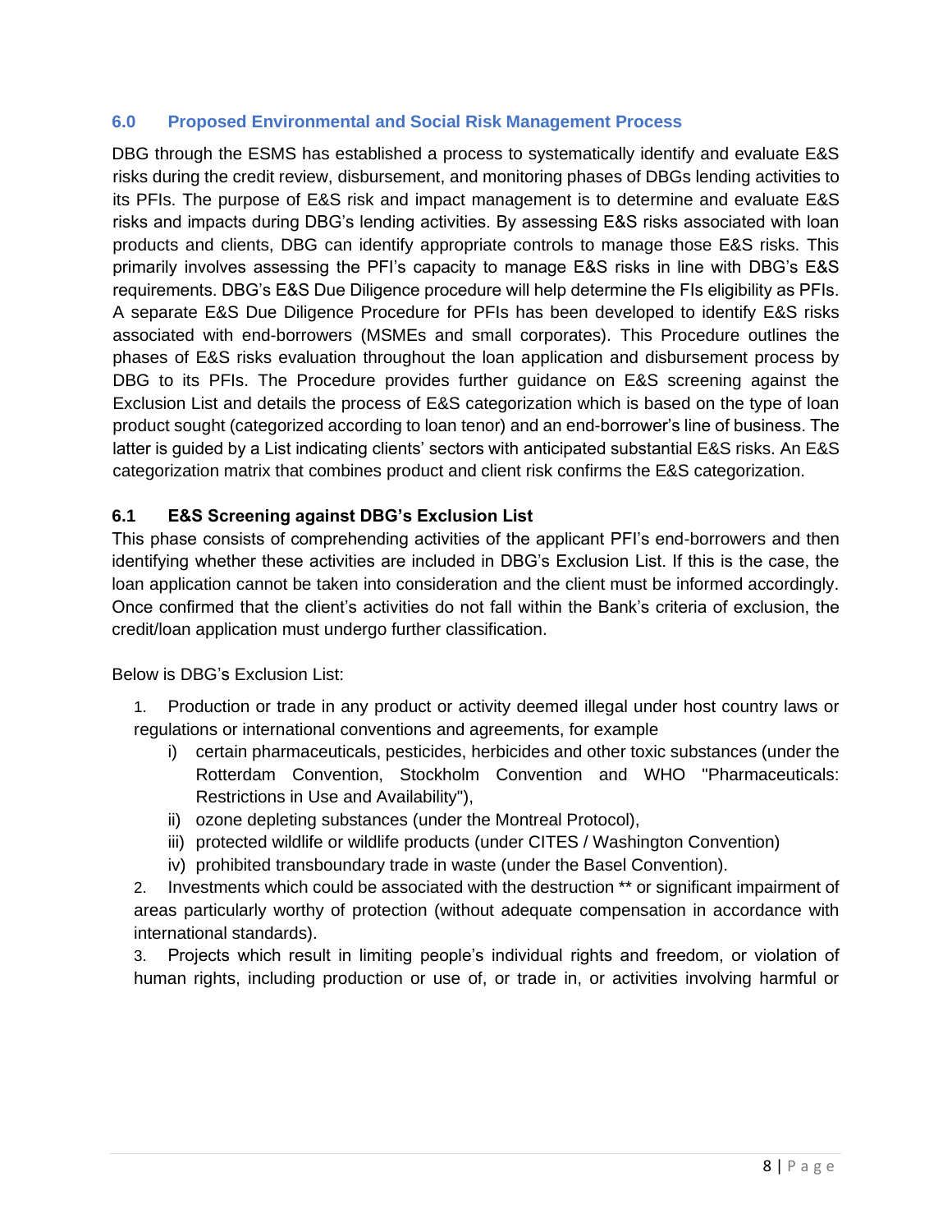## 6.0 Proposed Environmental and Social Risk Management Process

DBG through the ESMS has established a process to systematically identify and evaluate E&S risks during the credit review, disbursement, and monitoring phases of DBGs lending activities to its PFIs. The purpose of E&S risk and impact management is to determine and evaluate E&S risks and impacts during DBG's lending activities. By assessing E&S risks associated with loan products and clients, DBG can identify appropriate controls to manage those E&S risks. This primarily involves assessing the PFI's capacity to manage E&S risks in line with DBG's E&S requirements. DBG's E&S Due Diligence procedure will help determine the FIs eligibility as PFIs. A separate E&S Due Diligence Procedure for PFIs has been developed to identify E&S risks associated with end-borrowers (MSMEs and small corporates). This Procedure outlines the phases of E&S risks evaluation throughout the loan application and disbursement process by DBG to its PFIs. The Procedure provides further guidance on E&S screening against the Exclusion List and details the process of E&S categorization which is based on the type of loan product sought (categorized according to loan tenor) and an end-borrower's line of business. The latter is guided by a List indicating clients' sectors with anticipated substantial E&S risks. An E&S categorization matrix that combines product and client risk confirms the E&S categorization.

### 6.1 E&S Screening against DBG's Exclusion List

This phase consists of comprehending activities of the applicant PFI's end-borrowers and then identifying whether these activities are included in DBG's Exclusion List. If this is the case, the loan application cannot be taken into consideration and the client must be informed accordingly. Once confirmed that the client's activities do not fall within the Bank's criteria of exclusion, the credit/loan application must undergo further classification.

Below is DBG's Exclusion List:

1. Production or trade in any product or activity deemed illegal under host country laws or regulations or international conventions and agreements, for example
   - i) certain pharmaceuticals, pesticides, herbicides and other toxic substances (under the Rotterdam Convention, Stockholm Convention and WHO "Pharmaceuticals: Restrictions in Use and Availability"),
   - ii) ozone depleting substances (under the Montreal Protocol),
   - iii) protected wildlife or wildlife products (under CITES / Washington Convention)
   - iv) prohibited transboundary trade in waste (under the Basel Convention).
2. Investments which could be associated with the destruction ** or significant impairment of areas particularly worthy of protection (without adequate compensation in accordance with international standards).
3. Projects which result in limiting people's individual rights and freedom, or violation of human rights, including production or use of, or trade in, or activities involving harmful or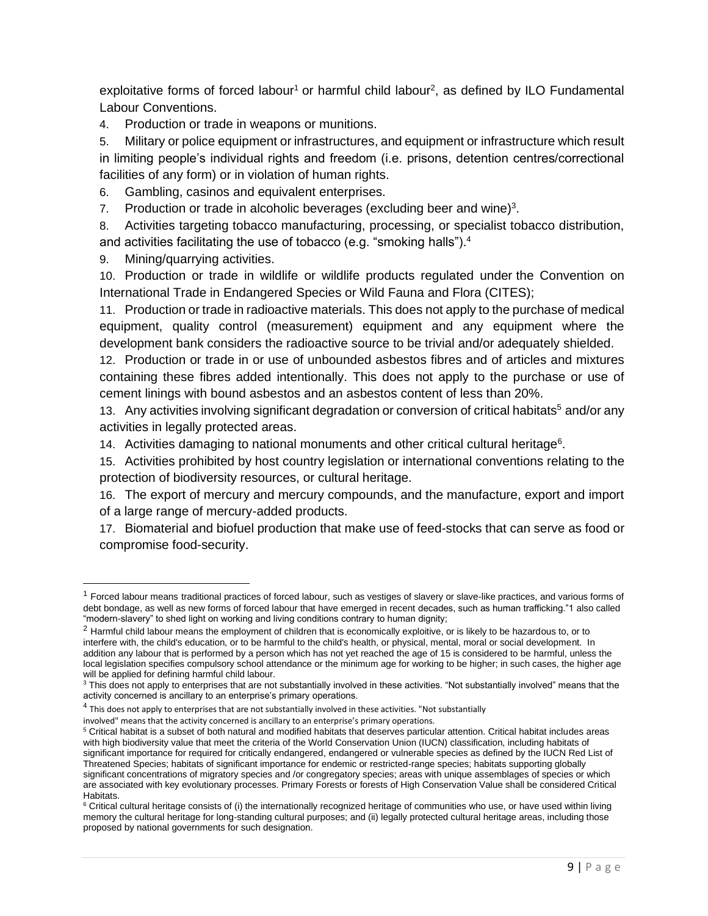exploitative forms of forced labour[1] or harmful child labour[2], as defined by ILO Fundamental Labour Conventions.

4. Production or trade in weapons or munitions.
5. Military or police equipment or infrastructures, and equipment or infrastructure which result in limiting people's individual rights and freedom (i.e. prisons, detention centres/correctional facilities of any form) or in violation of human rights.
6. Gambling, casinos and equivalent enterprises.
7. Production or trade in alcoholic beverages (excluding beer and wine)[3].
8. Activities targeting tobacco manufacturing, processing, or specialist tobacco distribution, and activities facilitating the use of tobacco (e.g. "smoking halls").[4]
9. Mining/quarrying activities.
10. Production or trade in wildlife or wildlife products regulated under the Convention on International Trade in Endangered Species or Wild Fauna and Flora (CITES);
11. Production or trade in radioactive materials. This does not apply to the purchase of medical equipment, quality control (measurement) equipment and any equipment where the development bank considers the radioactive source to be trivial and/or adequately shielded.
12. Production or trade in or use of unbounded asbestos fibres and of articles and mixtures containing these fibres added intentionally. This does not apply to the purchase or use of cement linings with bound asbestos and an asbestos content of less than 20%.
13. Any activities involving significant degradation or conversion of critical habitats[5] and/or any activities in legally protected areas.
14. Activities damaging to national monuments and other critical cultural heritage[6].
15. Activities prohibited by host country legislation or international conventions relating to the protection of biodiversity resources, or cultural heritage.
16. The export of mercury and mercury compounds, and the manufacture, export and import of a large range of mercury-added products.
17. Biomaterial and biofuel production that make use of feed-stocks that can serve as food or compromise food-security.

---

[1] Forced labour means traditional practices of forced labour, such as vestiges of slavery or slave-like practices, and various forms of debt bondage, as well as new forms of forced labour that have emerged in recent decades, such as human trafficking."1 also called "modern-slavery" to shed light on working and living conditions contrary to human dignity;

[2] Harmful child labour means the employment of children that is economically exploitive, or is likely to be hazardous to, or to interfere with, the child's education, or to be harmful to the child's health, or physical, mental, moral or social development. In addition any labour that is performed by a person which has not yet reached the age of 15 is considered to be harmful, unless the local legislation specifies compulsory school attendance or the minimum age for working to be higher; in such cases, the higher age will be applied for defining harmful child labour.

[3] This does not apply to enterprises that are not substantially involved in these activities. "Not substantially involved" means that the activity concerned is ancillary to an enterprise's primary operations.

[4] This does not apply to enterprises that are not substantially involved in these activities. "Not substantially involved" means that the activity concerned is ancillary to an enterprise's primary operations.

[5] Critical habitat is a subset of both natural and modified habitats that deserves particular attention. Critical habitat includes areas with high biodiversity value that meet the criteria of the World Conservation Union (IUCN) classification, including habitats of significant importance for required for critically endangered, endangered or vulnerable species as defined by the IUCN Red List of Threatened Species; habitats of significant importance for endemic or restricted-range species; habitats supporting globally significant concentrations of migratory species and /or congregatory species; areas with unique assemblages of species or which are associated with key evolutionary processes. Primary Forests or forests of High Conservation Value shall be considered Critical Habitats.

[6] Critical cultural heritage consists of (i) the internationally recognized heritage of communities who use, or have used within living memory the cultural heritage for long-standing cultural purposes; and (ii) legally protected cultural heritage areas, including those proposed by national governments for such designation.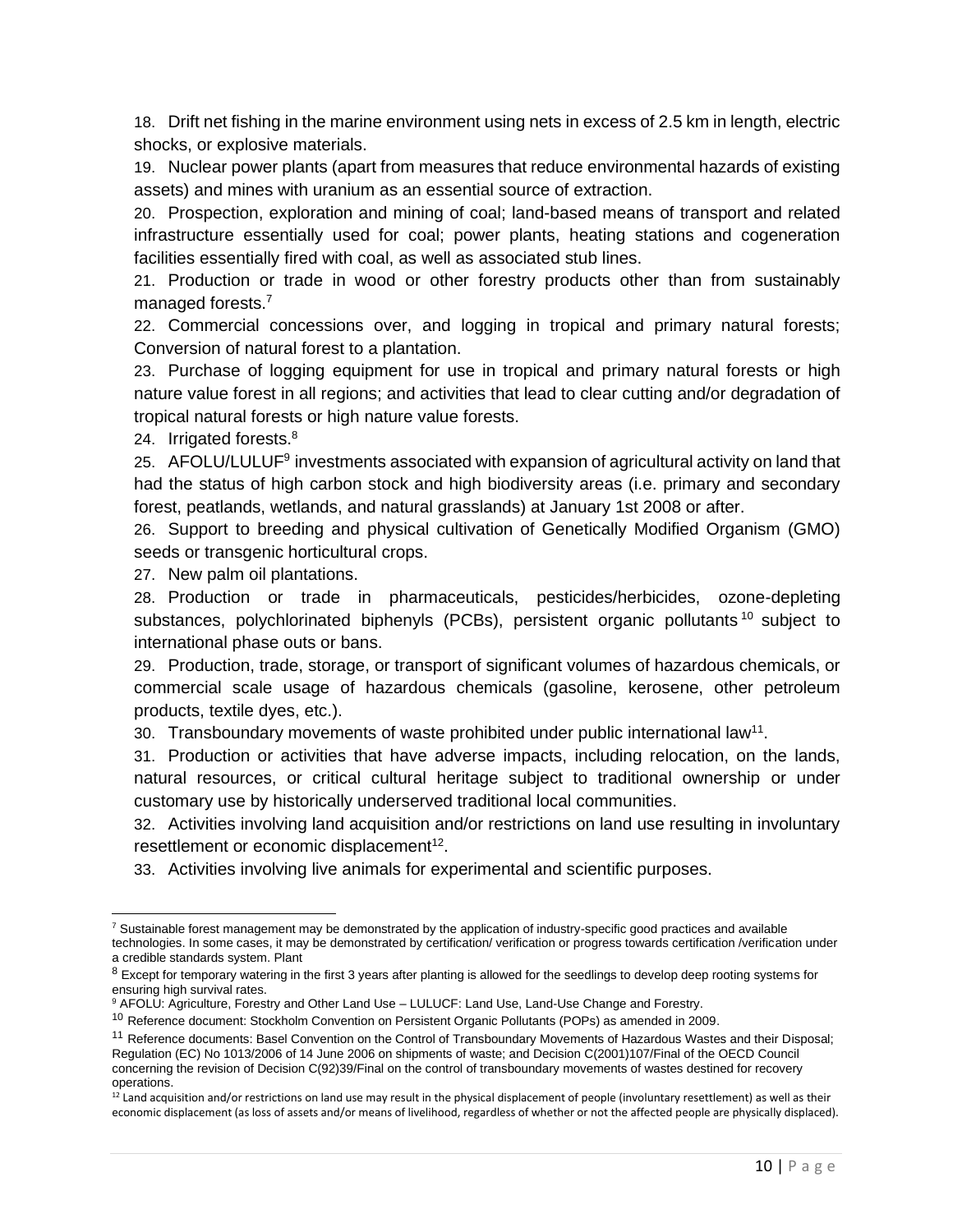18. Drift net fishing in the marine environment using nets in excess of 2.5 km in length, electric shocks, or explosive materials.

19. Nuclear power plants (apart from measures that reduce environmental hazards of existing assets) and mines with uranium as an essential source of extraction.

20. Prospection, exploration and mining of coal; land-based means of transport and related infrastructure essentially used for coal; power plants, heating stations and cogeneration facilities essentially fired with coal, as well as associated stub lines.

21. Production or trade in wood or other forestry products other than from sustainably managed forests.[7]

22. Commercial concessions over, and logging in tropical and primary natural forests; Conversion of natural forest to a plantation.

23. Purchase of logging equipment for use in tropical and primary natural forests or high nature value forest in all regions; and activities that lead to clear cutting and/or degradation of tropical natural forests or high nature value forests.

24. Irrigated forests.[8]

25. AFOLU/LULUF[9] investments associated with expansion of agricultural activity on land that had the status of high carbon stock and high biodiversity areas (i.e. primary and secondary forest, peatlands, wetlands, and natural grasslands) at January 1st 2008 or after.

26. Support to breeding and physical cultivation of Genetically Modified Organism (GMO) seeds or transgenic horticultural crops.

27. New palm oil plantations.

28. Production or trade in pharmaceuticals, pesticides/herbicides, ozone-depleting substances, polychlorinated biphenyls (PCBs), persistent organic pollutants[10] subject to international phase outs or bans.

29. Production, trade, storage, or transport of significant volumes of hazardous chemicals, or commercial scale usage of hazardous chemicals (gasoline, kerosene, other petroleum products, textile dyes, etc.).

30. Transboundary movements of waste prohibited under public international law[11].

31. Production or activities that have adverse impacts, including relocation, on the lands, natural resources, or critical cultural heritage subject to traditional ownership or under customary use by historically underserved traditional local communities.

32. Activities involving land acquisition and/or restrictions on land use resulting in involuntary resettlement or economic displacement[12].

33. Activities involving live animals for experimental and scientific purposes.

---

[7] Sustainable forest management may be demonstrated by the application of industry-specific good practices and available technologies. In some cases, it may be demonstrated by certification/ verification or progress towards certification /verification under a credible standards system. Plant

[8] Except for temporary watering in the first 3 years after planting is allowed for the seedlings to develop deep rooting systems for ensuring high survival rates.

[9] AFOLU: Agriculture, Forestry and Other Land Use – LULUCF: Land Use, Land-Use Change and Forestry.

[10] Reference document: Stockholm Convention on Persistent Organic Pollutants (POPs) as amended in 2009.

[11] Reference documents: Basel Convention on the Control of Transboundary Movements of Hazardous Wastes and their Disposal; Regulation (EC) No 1013/2006 of 14 June 2006 on shipments of waste; and Decision C(2001)107/Final of the OECD Council concerning the revision of Decision C(92)39/Final on the control of transboundary movements of wastes destined for recovery operations.

[12] Land acquisition and/or restrictions on land use may result in the physical displacement of people (involuntary resettlement) as well as their economic displacement (as loss of assets and/or means of livelihood, regardless of whether or not the affected people are physically displaced).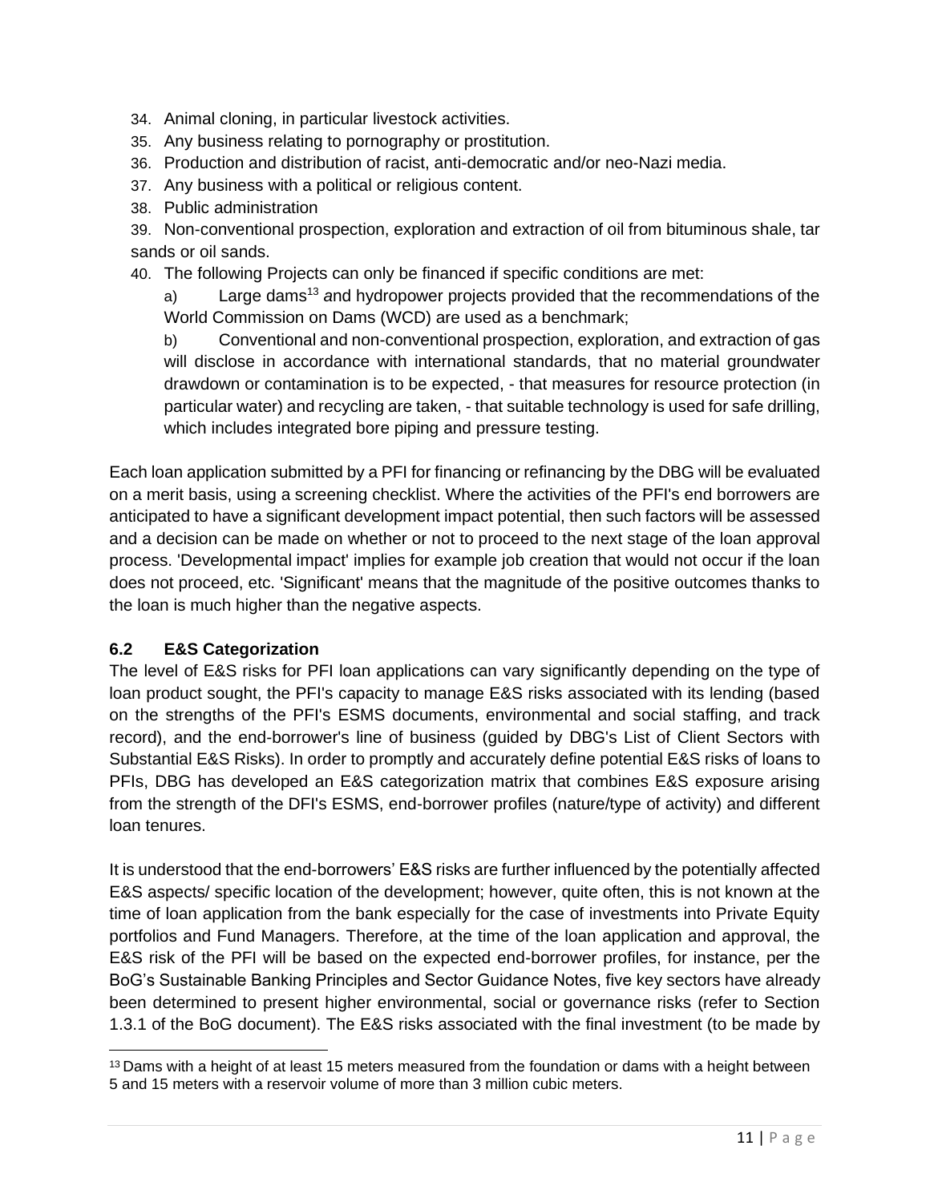34. Animal cloning, in particular livestock activities.
35. Any business relating to pornography or prostitution.
36. Production and distribution of racist, anti-democratic and/or neo-Nazi media.
37. Any business with a political or religious content.
38. Public administration
39. Non-conventional prospection, exploration and extraction of oil from bituminous shale, tar sands or oil sands.
40. The following Projects can only be financed if specific conditions are met:
    a) Large dams[13] and hydropower projects provided that the recommendations of the World Commission on Dams (WCD) are used as a benchmark;
    b) Conventional and non-conventional prospection, exploration, and extraction of gas will disclose in accordance with international standards, that no material groundwater drawdown or contamination is to be expected, - that measures for resource protection (in particular water) and recycling are taken, - that suitable technology is used for safe drilling, which includes integrated bore piping and pressure testing.

Each loan application submitted by a PFI for financing or refinancing by the DBG will be evaluated on a merit basis, using a screening checklist. Where the activities of the PFI's end borrowers are anticipated to have a significant development impact potential, then such factors will be assessed and a decision can be made on whether or not to proceed to the next stage of the loan approval process. 'Developmental impact' implies for example job creation that would not occur if the loan does not proceed, etc. 'Significant' means that the magnitude of the positive outcomes thanks to the loan is much higher than the negative aspects.

### 6.2 E&S Categorization

The level of E&S risks for PFI loan applications can vary significantly depending on the type of loan product sought, the PFI's capacity to manage E&S risks associated with its lending (based on the strengths of the PFI's ESMS documents, environmental and social staffing, and track record), and the end-borrower's line of business (guided by DBG's List of Client Sectors with Substantial E&S Risks). In order to promptly and accurately define potential E&S risks of loans to PFIs, DBG has developed an E&S categorization matrix that combines E&S exposure arising from the strength of the DFI's ESMS, end-borrower profiles (nature/type of activity) and different loan tenures.

It is understood that the end-borrowers' E&S risks are further influenced by the potentially affected E&S aspects/ specific location of the development; however, quite often, this is not known at the time of loan application from the bank especially for the case of investments into Private Equity portfolios and Fund Managers. Therefore, at the time of the loan application and approval, the E&S risk of the PFI will be based on the expected end-borrower profiles, for instance, per the BoG's Sustainable Banking Principles and Sector Guidance Notes, five key sectors have already been determined to present higher environmental, social or governance risks (refer to Section 1.3.1 of the BoG document). The E&S risks associated with the final investment (to be made by

[13] Dams with a height of at least 15 meters measured from the foundation or dams with a height between 5 and 15 meters with a reservoir volume of more than 3 million cubic meters.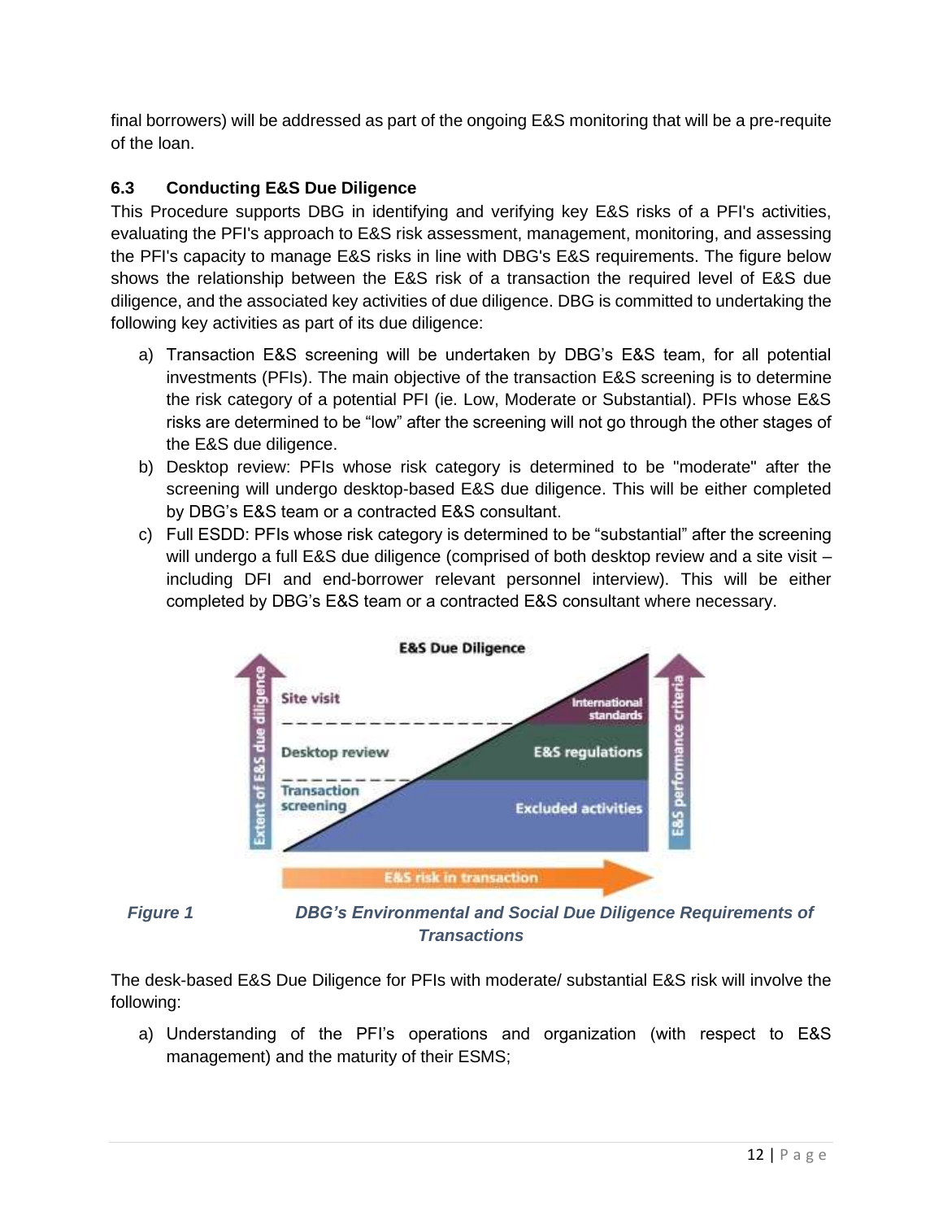final borrowers) will be addressed as part of the ongoing E&S monitoring that will be a pre-requite of the loan.

### 6.3 Conducting E&S Due Diligence

This Procedure supports DBG in identifying and verifying key E&S risks of a PFI's activities, evaluating the PFI's approach to E&S risk assessment, management, monitoring, and assessing the PFI's capacity to manage E&S risks in line with DBG's E&S requirements. The figure below shows the relationship between the E&S risk of a transaction the required level of E&S due diligence, and the associated key activities of due diligence. DBG is committed to undertaking the following key activities as part of its due diligence:

a) Transaction E&S screening will be undertaken by DBG's E&S team, for all potential investments (PFIs). The main objective of the transaction E&S screening is to determine the risk category of a potential PFI (ie. Low, Moderate or Substantial). PFIs whose E&S risks are determined to be "low" after the screening will not go through the other stages of the E&S due diligence.
b) Desktop review: PFIs whose risk category is determined to be "moderate" after the screening will undergo desktop-based E&S due diligence. This will be either completed by DBG's E&S team or a contracted E&S consultant.
c) Full ESDD: PFIs whose risk category is determined to be "substantial" after the screening will undergo a full E&S due diligence (comprised of both desktop review and a site visit – including DFI and end-borrower relevant personnel interview). This will be either completed by DBG's E&S team or a contracted E&S consultant where necessary.

***Figure 1*** ***DBG's Environmental and Social Due Diligence Requirements of Transactions***

The desk-based E&S Due Diligence for PFIs with moderate/ substantial E&S risk will involve the following:

a) Understanding of the PFI's operations and organization (with respect to E&S management) and the maturity of their ESMS;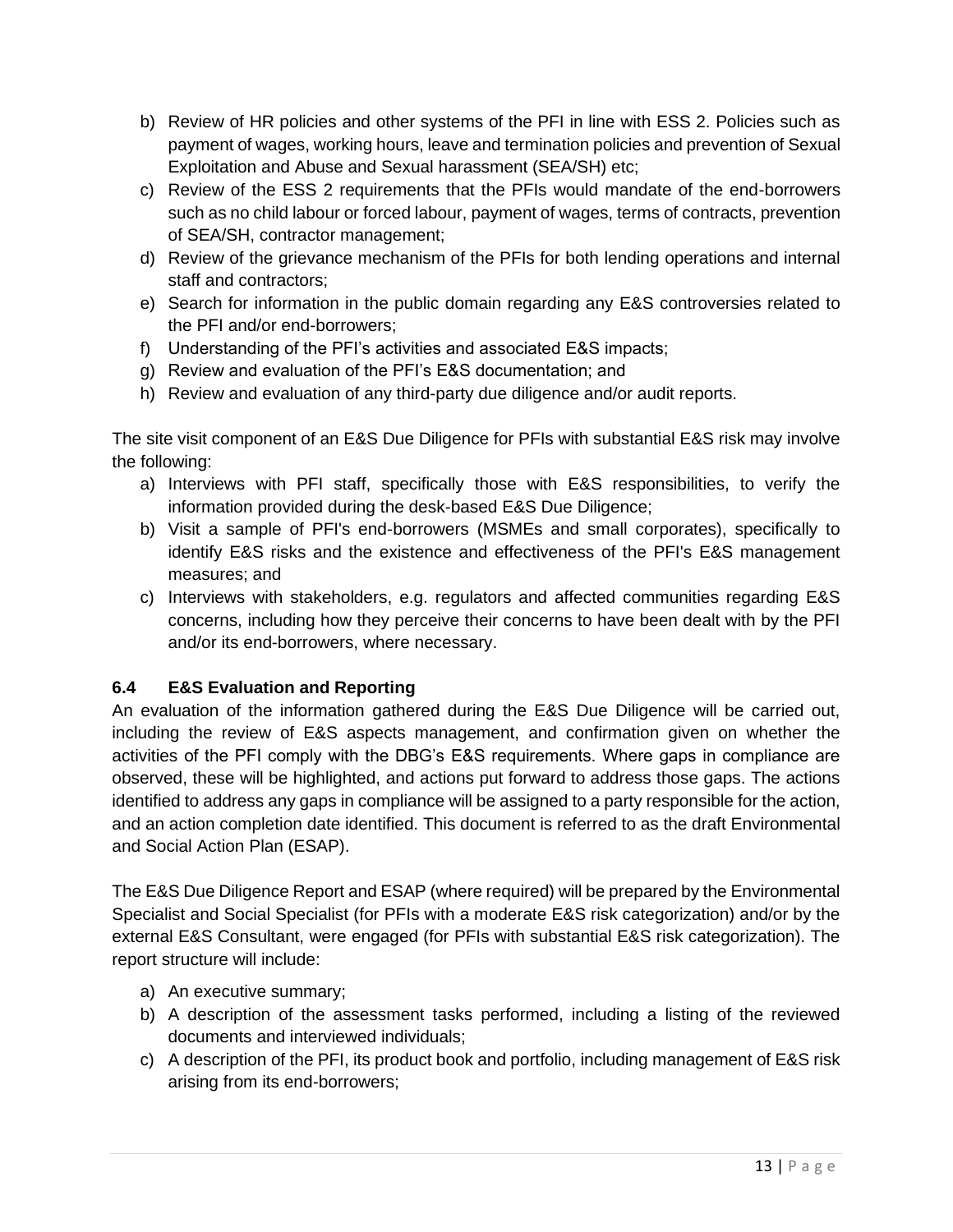b) Review of HR policies and other systems of the PFI in line with ESS 2. Policies such as payment of wages, working hours, leave and termination policies and prevention of Sexual Exploitation and Abuse and Sexual harassment (SEA/SH) etc;
c) Review of the ESS 2 requirements that the PFIs would mandate of the end-borrowers such as no child labour or forced labour, payment of wages, terms of contracts, prevention of SEA/SH, contractor management;
d) Review of the grievance mechanism of the PFIs for both lending operations and internal staff and contractors;
e) Search for information in the public domain regarding any E&S controversies related to the PFI and/or end-borrowers;
f) Understanding of the PFI's activities and associated E&S impacts;
g) Review and evaluation of the PFI's E&S documentation; and
h) Review and evaluation of any third-party due diligence and/or audit reports.

The site visit component of an E&S Due Diligence for PFIs with substantial E&S risk may involve the following:

a) Interviews with PFI staff, specifically those with E&S responsibilities, to verify the information provided during the desk-based E&S Due Diligence;
b) Visit a sample of PFI's end-borrowers (MSMEs and small corporates), specifically to identify E&S risks and the existence and effectiveness of the PFI's E&S management measures; and
c) Interviews with stakeholders, e.g. regulators and affected communities regarding E&S concerns, including how they perceive their concerns to have been dealt with by the PFI and/or its end-borrowers, where necessary.

### 6.4 E&S Evaluation and Reporting

An evaluation of the information gathered during the E&S Due Diligence will be carried out, including the review of E&S aspects management, and confirmation given on whether the activities of the PFI comply with the DBG's E&S requirements. Where gaps in compliance are observed, these will be highlighted, and actions put forward to address those gaps. The actions identified to address any gaps in compliance will be assigned to a party responsible for the action, and an action completion date identified. This document is referred to as the draft Environmental and Social Action Plan (ESAP).

The E&S Due Diligence Report and ESAP (where required) will be prepared by the Environmental Specialist and Social Specialist (for PFIs with a moderate E&S risk categorization) and/or by the external E&S Consultant, were engaged (for PFIs with substantial E&S risk categorization). The report structure will include:

a) An executive summary;
b) A description of the assessment tasks performed, including a listing of the reviewed documents and interviewed individuals;
c) A description of the PFI, its product book and portfolio, including management of E&S risk arising from its end-borrowers;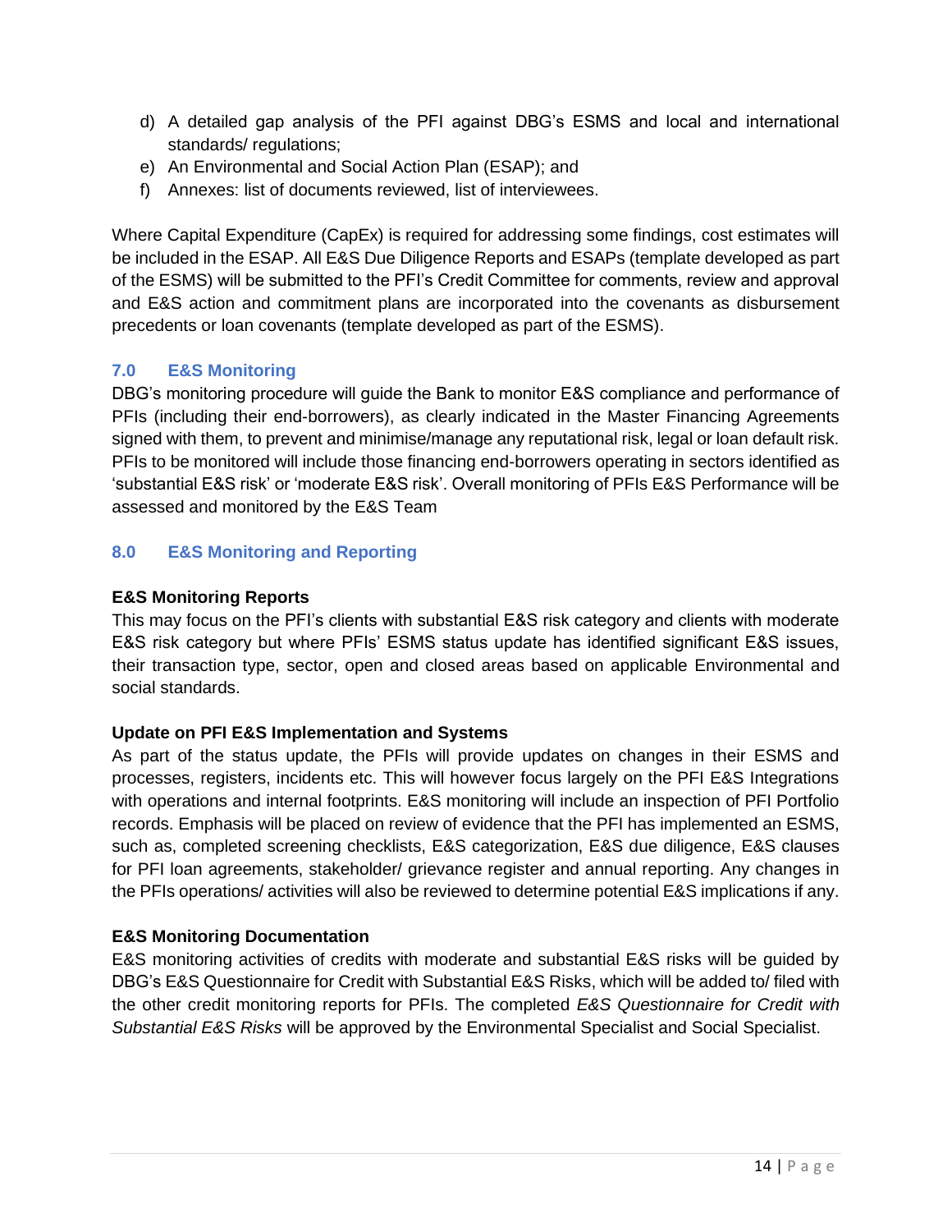d) A detailed gap analysis of the PFI against DBG's ESMS and local and international standards/ regulations;
e) An Environmental and Social Action Plan (ESAP); and
f) Annexes: list of documents reviewed, list of interviewees.

Where Capital Expenditure (CapEx) is required for addressing some findings, cost estimates will be included in the ESAP. All E&S Due Diligence Reports and ESAPs (template developed as part of the ESMS) will be submitted to the PFI's Credit Committee for comments, review and approval and E&S action and commitment plans are incorporated into the covenants as disbursement precedents or loan covenants (template developed as part of the ESMS).

## 7.0 E&S Monitoring

DBG's monitoring procedure will guide the Bank to monitor E&S compliance and performance of PFIs (including their end-borrowers), as clearly indicated in the Master Financing Agreements signed with them, to prevent and minimise/manage any reputational risk, legal or loan default risk. PFIs to be monitored will include those financing end-borrowers operating in sectors identified as 'substantial E&S risk' or 'moderate E&S risk'. Overall monitoring of PFIs E&S Performance will be assessed and monitored by the E&S Team

## 8.0 E&S Monitoring and Reporting

**E&S Monitoring Reports**

This may focus on the PFI's clients with substantial E&S risk category and clients with moderate E&S risk category but where PFIs' ESMS status update has identified significant E&S issues, their transaction type, sector, open and closed areas based on applicable Environmental and social standards.

**Update on PFI E&S Implementation and Systems**

As part of the status update, the PFIs will provide updates on changes in their ESMS and processes, registers, incidents etc. This will however focus largely on the PFI E&S Integrations with operations and internal footprints. E&S monitoring will include an inspection of PFI Portfolio records. Emphasis will be placed on review of evidence that the PFI has implemented an ESMS, such as, completed screening checklists, E&S categorization, E&S due diligence, E&S clauses for PFI loan agreements, stakeholder/ grievance register and annual reporting. Any changes in the PFIs operations/ activities will also be reviewed to determine potential E&S implications if any.

**E&S Monitoring Documentation**

E&S monitoring activities of credits with moderate and substantial E&S risks will be guided by DBG's E&S Questionnaire for Credit with Substantial E&S Risks, which will be added to/ filed with the other credit monitoring reports for PFIs. The completed *E&S Questionnaire for Credit with Substantial E&S Risks* will be approved by the Environmental Specialist and Social Specialist.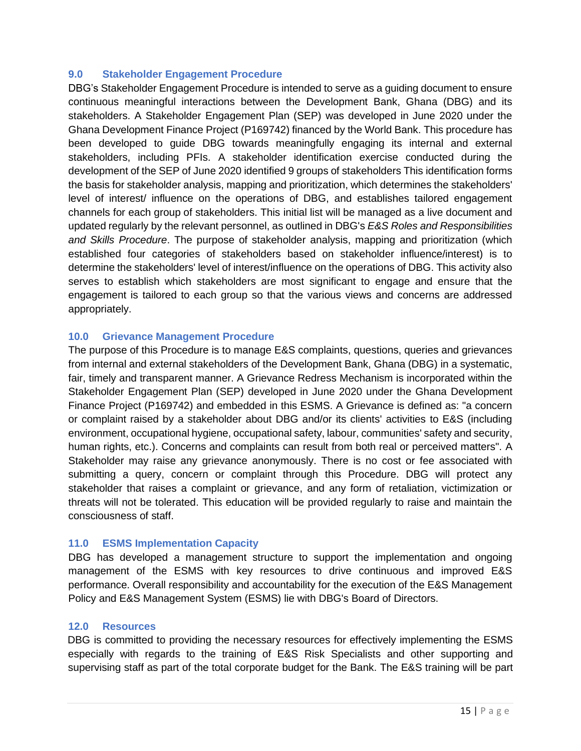## 9.0 Stakeholder Engagement Procedure

DBG's Stakeholder Engagement Procedure is intended to serve as a guiding document to ensure continuous meaningful interactions between the Development Bank, Ghana (DBG) and its stakeholders. A Stakeholder Engagement Plan (SEP) was developed in June 2020 under the Ghana Development Finance Project (P169742) financed by the World Bank. This procedure has been developed to guide DBG towards meaningfully engaging its internal and external stakeholders, including PFIs. A stakeholder identification exercise conducted during the development of the SEP of June 2020 identified 9 groups of stakeholders This identification forms the basis for stakeholder analysis, mapping and prioritization, which determines the stakeholders' level of interest/ influence on the operations of DBG, and establishes tailored engagement channels for each group of stakeholders. This initial list will be managed as a live document and updated regularly by the relevant personnel, as outlined in DBG's *E&S Roles and Responsibilities and Skills Procedure*. The purpose of stakeholder analysis, mapping and prioritization (which established four categories of stakeholders based on stakeholder influence/interest) is to determine the stakeholders' level of interest/influence on the operations of DBG. This activity also serves to establish which stakeholders are most significant to engage and ensure that the engagement is tailored to each group so that the various views and concerns are addressed appropriately.

## 10.0 Grievance Management Procedure

The purpose of this Procedure is to manage E&S complaints, questions, queries and grievances from internal and external stakeholders of the Development Bank, Ghana (DBG) in a systematic, fair, timely and transparent manner. A Grievance Redress Mechanism is incorporated within the Stakeholder Engagement Plan (SEP) developed in June 2020 under the Ghana Development Finance Project (P169742) and embedded in this ESMS. A Grievance is defined as: "a concern or complaint raised by a stakeholder about DBG and/or its clients' activities to E&S (including environment, occupational hygiene, occupational safety, labour, communities' safety and security, human rights, etc.). Concerns and complaints can result from both real or perceived matters". A Stakeholder may raise any grievance anonymously. There is no cost or fee associated with submitting a query, concern or complaint through this Procedure. DBG will protect any stakeholder that raises a complaint or grievance, and any form of retaliation, victimization or threats will not be tolerated. This education will be provided regularly to raise and maintain the consciousness of staff.

## 11.0 ESMS Implementation Capacity

DBG has developed a management structure to support the implementation and ongoing management of the ESMS with key resources to drive continuous and improved E&S performance. Overall responsibility and accountability for the execution of the E&S Management Policy and E&S Management System (ESMS) lie with DBG's Board of Directors.

## 12.0 Resources

DBG is committed to providing the necessary resources for effectively implementing the ESMS especially with regards to the training of E&S Risk Specialists and other supporting and supervising staff as part of the total corporate budget for the Bank. The E&S training will be part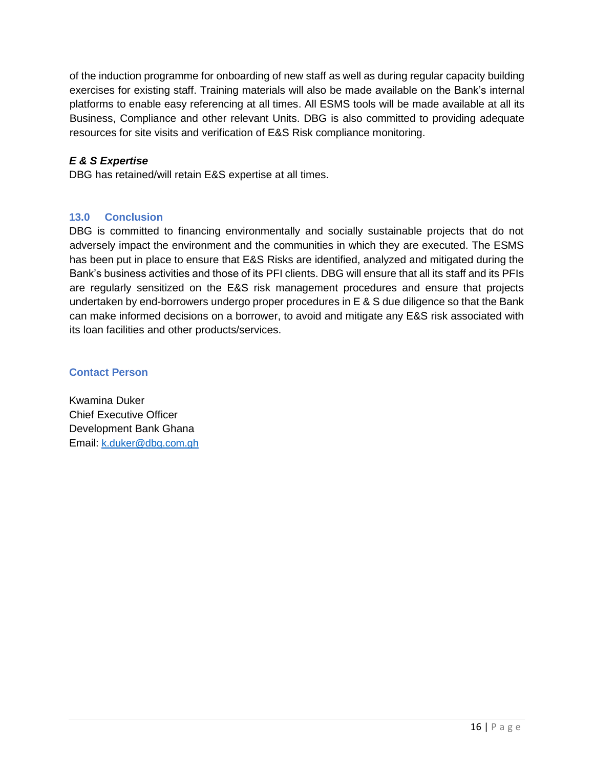of the induction programme for onboarding of new staff as well as during regular capacity building exercises for existing staff. Training materials will also be made available on the Bank's internal platforms to enable easy referencing at all times. All ESMS tools will be made available at all its Business, Compliance and other relevant Units. DBG is also committed to providing adequate resources for site visits and verification of E&S Risk compliance monitoring.

***E & S Expertise***

DBG has retained/will retain E&S expertise at all times.

## 13.0 Conclusion

DBG is committed to financing environmentally and socially sustainable projects that do not adversely impact the environment and the communities in which they are executed. The ESMS has been put in place to ensure that E&S Risks are identified, analyzed and mitigated during the Bank's business activities and those of its PFI clients. DBG will ensure that all its staff and its PFIs are regularly sensitized on the E&S risk management procedures and ensure that projects undertaken by end-borrowers undergo proper procedures in E & S due diligence so that the Bank can make informed decisions on a borrower, to avoid and mitigate any E&S risk associated with its loan facilities and other products/services.

### Contact Person

Kwamina Duker
Chief Executive Officer
Development Bank Ghana
Email: k.duker@dbg.com.gh